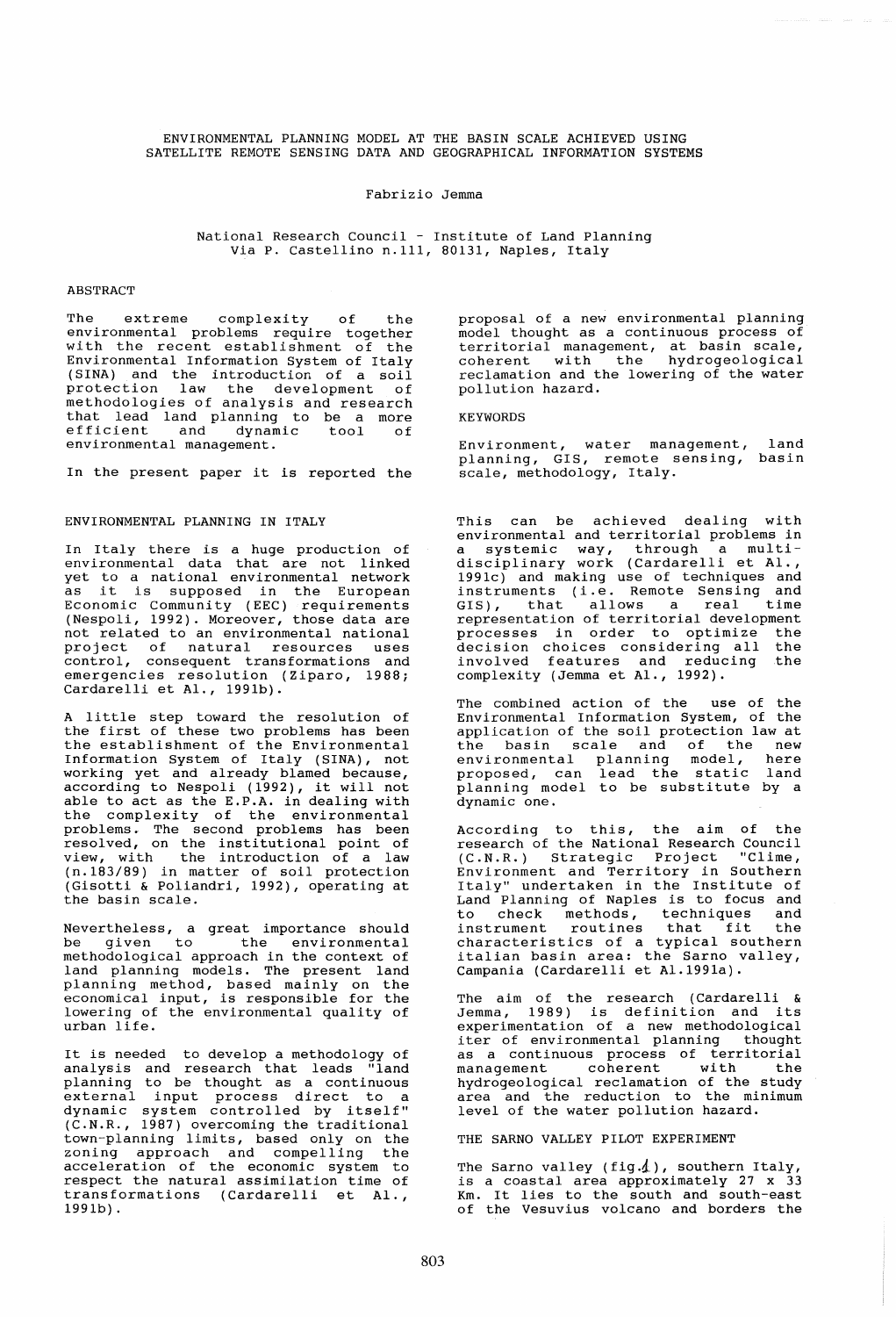# ENVIRONMENTAL PLANNING MODEL AT THE BASIN SCALE ACHIEVED USING SATELLITE REMOTE SENSING DATA AND GEOGRAPHICAL INFORMATION SYSTEMS

Fabrizio Jemma

National Research Council - Institute of Land Planning
Via P. Castellino n.111, 80131, Naples, Italy

## ABSTRACT

The extreme complexity of the environmental problems require together with the recent establishment of the Environmental Information System of Italy (SINA) and the introduction of a soil protection law the development of methodologies of analysis and research that lead land planning to be a more efficient and dynamic tool of environmental management.

In the present paper it is reported the proposal of a new environmental planning model thought as a continuous process of territorial management, at basin scale, coherent with the hydrogeological reclamation and the lowering of the water pollution hazard.

## KEYWORDS

Environment, water management, land planning, GIS, remote sensing, basin scale, methodology, Italy.

## ENVIRONMENTAL PLANNING IN ITALY

In Italy there is a huge production of environmental data that are not linked yet to a national environmental network as it is supposed in the European Economic Community (EEC) requirements (Nespoli, 1992). Moreover, those data are not related to an environmental national project of natural resources uses control, consequent transformations and emergencies resolution (Ziparo, 1988; Cardarelli et Al., 1991b).

A little step toward the resolution of the first of these two problems has been the establishment of the Environmental Information System of Italy (SINA), not working yet and already blamed because, according to Nespoli (1992), it will not able to act as the E.P.A. in dealing with the complexity of the environmental problems. The second problems has been resolved, on the institutional point of view, with the introduction of a law (n.183/89) in matter of soil protection (Gisotti & Poliandri, 1992), operating at the basin scale.

Nevertheless, a great importance should be given to the environmental methodological approach in the context of land planning models. The present land planning method, based mainly on the economical input, is responsible for the lowering of the environmental quality of urban life.

It is needed to develop a methodology of analysis and research that leads "land planning to be thought as a continuous external input process direct to a dynamic system controlled by itself" (C.N.R., 1987) overcoming the traditional town-planning limits, based only on the zoning approach and compelling the acceleration of the economic system to respect the natural assimilation time of transformations (Cardarelli et Al., 1991b).

This can be achieved dealing with environmental and territorial problems in a systemic way, through a multi-disciplinary work (Cardarelli et Al., 1991c) and making use of techniques and instruments (i.e. Remote Sensing and GIS), that allows a real time representation of territorial development processes in order to optimize the decision choices considering all the involved features and reducing the complexity (Jemma et Al., 1992).

The combined action of the use of the Environmental Information System, of the application of the soil protection law at the basin scale and of the new environmental planning model, here proposed, can lead the static land planning model to be substitute by a dynamic one.

According to this, the aim of the research of the National Research Council (C.N.R.) Strategic Project "Clime, Environment and Territory in Southern Italy" undertaken in the Institute of Land Planning of Naples is to focus and to check methods, techniques and instrument routines that fit the characteristics of a typical southern italian basin area: the Sarno valley, Campania (Cardarelli et Al.1991a).

The aim of the research (Cardarelli & Jemma, 1989) is definition and its experimentation of a new methodological iter of environmental planning thought as a continuous process of territorial management coherent with the hydrogeological reclamation of the study area and the reduction to the minimum level of the water pollution hazard.

## THE SARNO VALLEY PILOT EXPERIMENT

The Sarno valley (fig.1), southern Italy, is a coastal area approximately 27 x 33 Km. It lies to the south and south-east of the Vesuvius volcano and borders the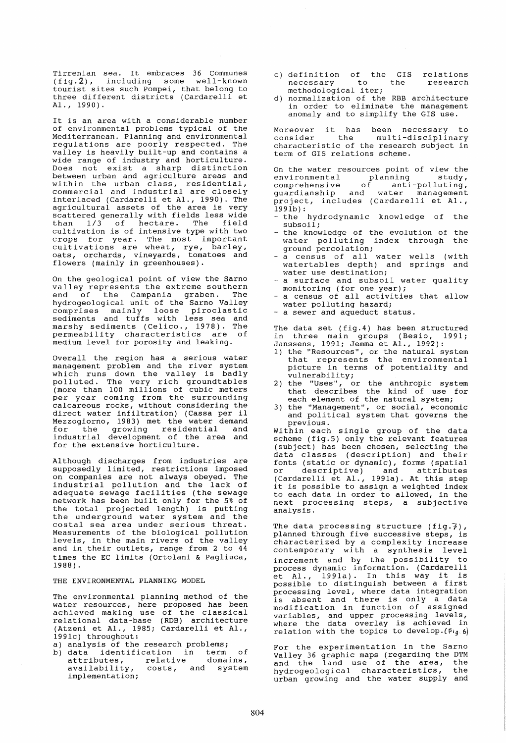Tirrenian sea. It embraces 36 Communes (fig.2), including some well-known tourist sites such Pompei, that belong to three different districts (Cardarelli et Al., 1990).

It is an area with a considerable number of environmental problems typical of the Mediterranean. Planning and environmental regulations are poorly respected. The valley is heavily built-up and contains a wide range of industry and horticulture. Does not exist a sharp distinction between urban and agriculture areas and within the urban class, residential, commercial and industrial are closely interlaced (Cardarelli et Al., 1990). The agricultural assets of the area is very scattered generally with fields less wide than 1/3 of hectare. The field cultivation is of intensive type with two crops for year. The most important cultivations are wheat, rye, barley, oats, orchards, vineyards, tomatoes and flowers (mainly in greenhouses).

On the geological point of view the Sarno valley represents the extreme southern end of the Campania graben. The hydrogeological unit of the Sarno Valley comprises mainly loose piroclastic sediments and tuffs with less sea and marshy sediments (Celico., 1978). The permeability characteristics are of medium level for porosity and leaking.

Overall the region has a serious water management problem and the river system which runs down the valley is badly polluted. The very rich groundtables (more than 100 millions of cubic meters per year coming from the surrounding calcareous rocks, without considering the direct water infiltration) (Cassa per il Mezzogiorno, 1983) met the water demand for the growing residential and industrial development of the area and for the extensive horticulture.

Although discharges from industries are supposedly limited, restrictions imposed on companies are not always obeyed. The industrial pollution and the lack of adequate sewage facilities (the sewage network has been built only for the 5% of the total projected length) is putting the underground water system and the costal sea area under serious threat. Measurements of the biological pollution levels, in the main rivers of the valley and in their outlets, range from 2 to 44 times the EC limits (Ortolani & Pagliuca, 1988).

## THE ENVIRONMENTAL PLANNING MODEL

The environmental planning method of the water resources, here proposed has been achieved making use of the classical relational data-base (RDB) architecture (Atzeni et Al., 1985; Cardarelli et Al., 1991c) throughout:

a) analysis of the research problems;
b) data identification in term of attributes, relative domains, availability, costs, and system implementation;
c) definition of the GIS relations necessary to the research methodological iter;
d) normalization of the RBB architecture in order to eliminate the management anomaly and to simplify the GIS use.

Moreover it has been necessary to consider the multi-disciplinary characteristic of the research subject in term of GIS relations scheme.

On the water resources point of view the environmental planning study, comprehensive of anti-polluting, guardianship and water management project, includes (Cardarelli et Al., 1991b):

- the hydrodynamic knowledge of the subsoil;
- the knowledge of the evolution of the water polluting index through the ground percolation;
- a census of all water wells (with watertables depth) and springs and water use destination;
- a surface and subsoil water quality monitoring (for one year);
- a census of all activities that allow water polluting hazard;
- a sewer and aqueduct status.

The data set (fig.4) has been structured in three main groups (Besio, 1991; Janssens, 1991; Jemma et Al., 1992):

1) the "Resources", or the natural system that represents the environmental picture in terms of potentiality and vulnerability;
2) the "Uses", or the anthropic system that describes the kind of use for each element of the natural system;
3) the "Management", or social, economic and political system that governs the previous.

Within each single group of the data scheme (fig.5) only the relevant features (subject) has been chosen, selecting the data classes (description) and their fonts (static or dynamic), forms (spatial or descriptive) and attributes (Cardarelli et Al., 1991a). At this step it is possible to assign a weighted index to each data in order to allowed, in the next processing steps, a subjective analysis.

The data processing structure (fig.7), planned through five successive steps, is characterized by a complexity increase contemporary with a synthesis level increment and by the possibility to process dynamic information. (Cardarelli et Al., 1991a). In this way it is possible to distinguish between a first processing level, where data integration is absent and there is only a data modification in function of assigned variables, and upper processing levels, where the data overlay is achieved in relation with the topics to develop.(Fig. 6)

For the experimentation in the Sarno Valley 36 graphic maps (regarding the DTM and the land use of the area, the hydrogeological characteristics, the urban growing and the water supply and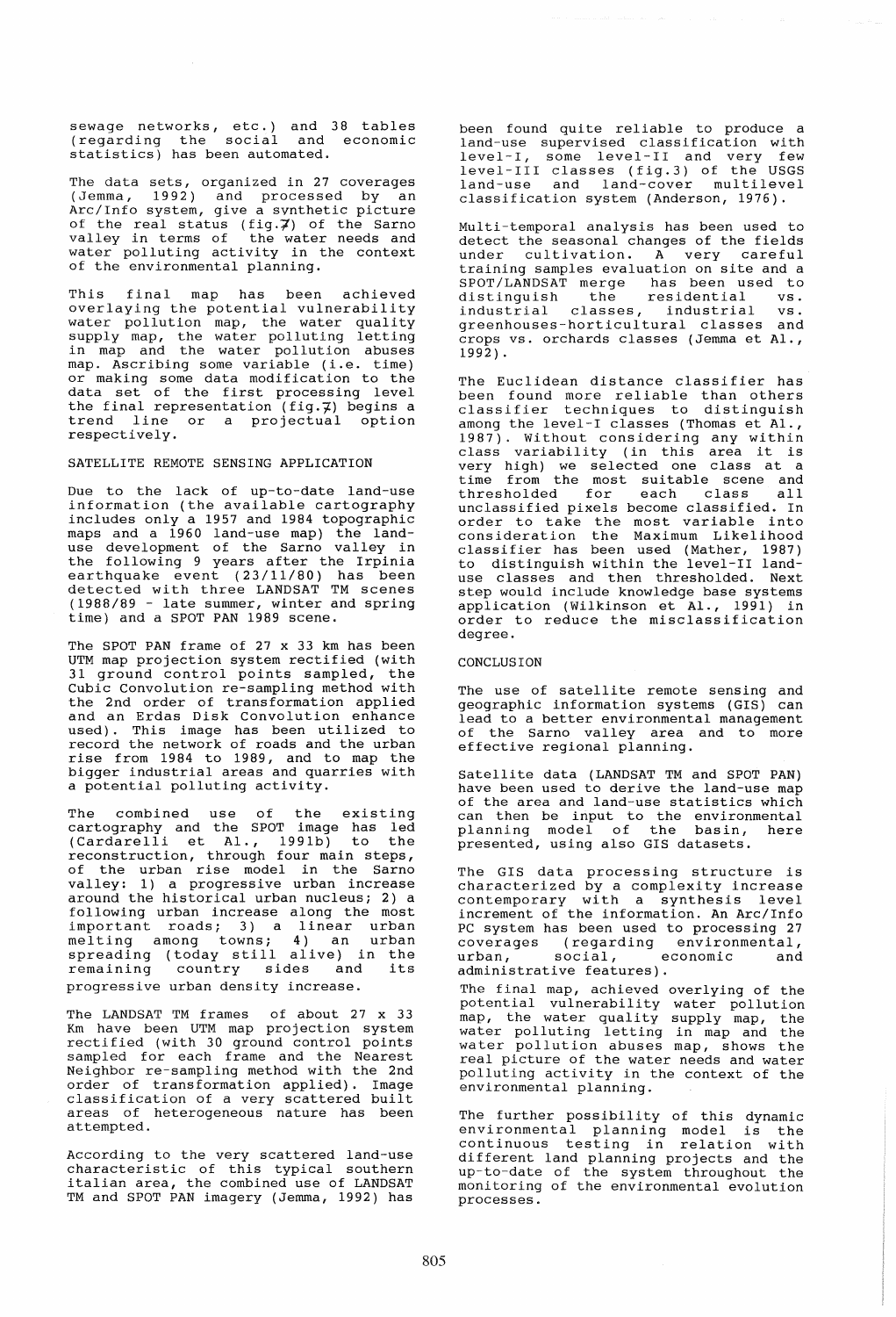sewage networks, etc.) and 38 tables (regarding the social and economic statistics) has been automated.

The data sets, organized in 27 coverages (Jemma, 1992) and processed by an Arc/Info system, give a synthetic picture of the real status (fig.7) of the Sarno valley in terms of the water needs and water polluting activity in the context of the environmental planning.

This final map has been achieved overlaying the potential vulnerability water pollution map, the water quality supply map, the water polluting letting in map and the water pollution abuses map. Ascribing some variable (i.e. time) or making some data modification to the data set of the first processing level the final representation (fig.7) begins a trend line or a projectual option respectively.

## SATELLITE REMOTE SENSING APPLICATION

Due to the lack of up-to-date land-use information (the available cartography includes only a 1957 and 1984 topographic maps and a 1960 land-use map) the land-use development of the Sarno valley in the following 9 years after the Irpinia earthquake event (23/11/80) has been detected with three LANDSAT TM scenes (1988/89 - late summer, winter and spring time) and a SPOT PAN 1989 scene.

The SPOT PAN frame of 27 x 33 km has been UTM map projection system rectified (with 31 ground control points sampled, the Cubic Convolution re-sampling method with the 2nd order of transformation applied and an Erdas Disk Convolution enhance used). This image has been utilized to record the network of roads and the urban rise from 1984 to 1989, and to map the bigger industrial areas and quarries with a potential polluting activity.

The combined use of the existing cartography and the SPOT image has led (Cardarelli et Al., 1991b) to the reconstruction, through four main steps, of the urban rise model in the Sarno valley: 1) a progressive urban increase around the historical urban nucleus; 2) a following urban increase along the most important roads; 3) a linear urban melting among towns; 4) an urban spreading (today still alive) in the remaining country sides and its progressive urban density increase.

The LANDSAT TM frames of about 27 x 33 Km have been UTM map projection system rectified (with 30 ground control points sampled for each frame and the Nearest Neighbor re-sampling method with the 2nd order of transformation applied). Image classification of a very scattered built areas of heterogeneous nature has been attempted.

According to the very scattered land-use characteristic of this typical southern italian area, the combined use of LANDSAT TM and SPOT PAN imagery (Jemma, 1992) has been found quite reliable to produce a land-use supervised classification with level-I, some level-II and very few level-III classes (fig.3) of the USGS land-use and land-cover multilevel classification system (Anderson, 1976).

Multi-temporal analysis has been used to detect the seasonal changes of the fields under cultivation. A very careful training samples evaluation on site and a SPOT/LANDSAT merge has been used to distinguish the residential vs. industrial classes, industrial vs. greenhouses-horticultural classes and crops vs. orchards classes (Jemma et Al., 1992).

The Euclidean distance classifier has been found more reliable than others classifier techniques to distinguish among the level-I classes (Thomas et Al., 1987). Without considering any within class variability (in this area it is very high) we selected one class at a time from the most suitable scene and thresholded for each class all unclassified pixels become classified. In order to take the most variable into consideration the Maximum Likelihood classifier has been used (Mather, 1987) to distinguish within the level-II land-use classes and then thresholded. Next step would include knowledge base systems application (Wilkinson et Al., 1991) in order to reduce the misclassification degree.

## CONCLUSION

The use of satellite remote sensing and geographic information systems (GIS) can lead to a better environmental management of the Sarno valley area and to more effective regional planning.

Satellite data (LANDSAT TM and SPOT PAN) have been used to derive the land-use map of the area and land-use statistics which can then be input to the environmental planning model of the basin, here presented, using also GIS datasets.

The GIS data processing structure is characterized by a complexity increase contemporary with a synthesis level increment of the information. An Arc/Info PC system has been used to processing 27 coverages (regarding environmental, urban, social, economic and administrative features).

The final map, achieved overlying of the potential vulnerability water pollution map, the water quality supply map, the water polluting letting in map and the water pollution abuses map, shows the real picture of the water needs and water polluting activity in the context of the environmental planning.

The further possibility of this dynamic environmental planning model is the continuous testing in relation with different land planning projects and the up-to-date of the system throughout the monitoring of the environmental evolution processes.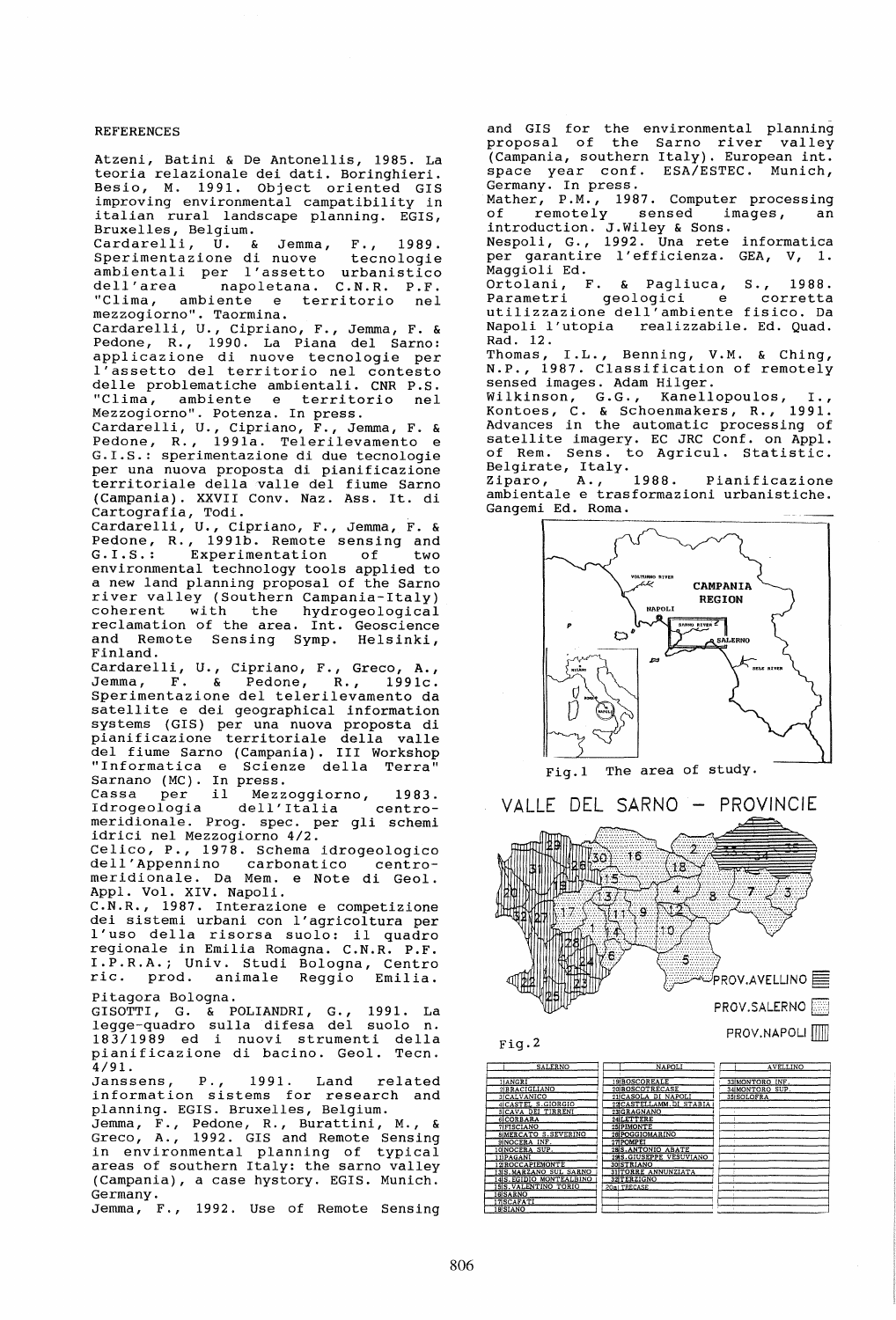REFERENCES

Atzeni, Batini & De Antonellis, 1985. La teoria relazionale dei dati. Boringhieri.

Besio, M. 1991. Object oriented GIS improving environmental campatibility in italian rural landscape planning. EGIS, Bruxelles, Belgium.

Cardarelli, U. & Jemma, F., 1989. Sperimentazione di nuove tecnologie ambientali per l'assetto urbanistico dell'area napoletana. C.N.R. P.F. "Clima, ambiente e territorio nel mezzogiorno". Taormina.

Cardarelli, U., Cipriano, F., Jemma, F. & Pedone, R., 1990. La Piana del Sarno: applicazione di nuove tecnologie per l'assetto del territorio nel contesto delle problematiche ambientali. CNR P.S. "Clima, ambiente e territorio nel Mezzogiorno". Potenza. In press.

Cardarelli, U., Cipriano, F., Jemma, F. & Pedone, R., 1991a. Telerilevamento e G.I.S.: sperimentazione di due tecnologie per una nuova proposta di pianificazione territoriale della valle del fiume Sarno (Campania). XXVII Conv. Naz. Ass. It. di Cartografia, Todi.

Cardarelli, U., Cipriano, F., Jemma, F. & Pedone, R., 1991b. Remote sensing and G.I.S.: Experimentation of two environmental technology tools applied to a new land planning proposal of the Sarno river valley (Southern Campania-Italy) coherent with the hydrogeological reclamation of the area. Int. Geoscience and Remote Sensing Symp. Helsinki, Finland.

Cardarelli, U., Cipriano, F., Greco, A., Jemma, F. & Pedone, R., 1991c. Sperimentazione del telerilevamento da satellite e dei geographical information systems (GIS) per una nuova proposta di pianificazione territoriale della valle del fiume Sarno (Campania). III Workshop "Informatica e Scienze della Terra" Sarnano (MC). In press.

Cassa per il Mezzoggiorno, 1983. Idrogeologia dell'Italia centro-meridionale. Prog. spec. per gli schemi idrici nel Mezzogiorno 4/2.

Celico, P., 1978. Schema idrogeologico dell'Appennino carbonatico centro-meridionale. Da Mem. e Note di Geol. Appl. Vol. XIV. Napoli.

C.N.R., 1987. Interazione e competizione dei sistemi urbani con l'agricoltura per l'uso della risorsa suolo: il quadro regionale in Emilia Romagna. C.N.R. P.F. I.P.R.A.; Univ. Studi Bologna, Centro ric. prod. animale Reggio Emilia. Pitagora Bologna.

GISOTTI, G. & POLIANDRI, G., 1991. La legge-quadro sulla difesa del suolo n. 183/1989 ed i nuovi strumenti della pianificazione di bacino. Geol. Tecn. 4/91.

Janssens, P., 1991. Land related information sistems for research and planning. EGIS. Bruxelles, Belgium.

Jemma, F., Pedone, R., Burattini, M., & Greco, A., 1992. GIS and Remote Sensing in environmental planning of typical areas of southern Italy: the sarno valley (Campania), a case hystory. EGIS. Munich. Germany.

Jemma, F., 1992. Use of Remote Sensing and GIS for the environmental planning proposal of the Sarno river valley (Campania, southern Italy). European int. space year conf. ESA/ESTEC. Munich, Germany. In press.

Mather, P.M., 1987. Computer processing of remotely sensed images, an introduction. J.Wiley & Sons.

Nespoli, G., 1992. Una rete informatica per garantire l'efficienza. GEA, V, 1. Maggioli Ed.

Ortolani, F. & Pagliuca, S., 1988. Parametri geologici e corretta utilizzazione dell'ambiente fisico. Da Napoli l'utopia realizzabile. Ed. Quad. Rad. 12.

Thomas, I.L., Benning, V.M. & Ching, N.P., 1987. Classification of remotely sensed images. Adam Hilger.

Wilkinson, G.G., Kanellopoulos, I., Kontoes, C. & Schoenmakers, R., 1991. Advances in the automatic processing of satellite imagery. EC JRC Conf. on Appl. of Rem. Sens. to Agricul. Statistic. Belgirate, Italy.

Ziparo, A., 1988. Pianificazione ambientale e trasformazioni urbanistiche. Gangemi Ed. Roma.

Fig.1 The area of study.

VALLE DEL SARNO – PROVINCIE

PROV.AVELLINO

PROV.SALERNO

PROV.NAPOLI

Fig.2

| SALERNO | NAPOLI | AVELLINO |
|---|---|---|
| 1 ANGRI | 19 BOSCOREALE | 33 MONTORO INF. |
| 2 BRACIGLIANO | 20 BOSCOTRECASE | 34 MONTORO SUP. |
| 3 CALVANICO | 21 CASOLA DI NAPOLI | 35 SOLOFRA |
| 4 CASTEL S.GIORGIO | 22 CASTELLAMM. DI STABIA | |
| 5 CAVA DEI TIRRENI | 23 GRAGNANO | |
| 6 CORBARA | 24 LETTERE | |
| 7 FISCIANO | 25 PIMONTE | |
| 8 MERCATO S.SEVERINO | 26 POGGIOMARINO | |
| 9 NOCERA INF. | 27 POMPEI | |
| 10 NOCERA SUP. | 28 S.ANTONIO ABATE | |
| 11 PAGANI | 29 S.GIUSEPPE VESUVIANO | |
| 12 ROCCAPIEMONTE | 30 STRIANO | |
| 13 S.MARZANO SUL SARNO | 31 TORRE ANNUNZIATA | |
| 14 S.EGIDIO MONTALBINO | 32 TERZIGNO | |
| 15 S.VALENTINO TORIO | 20a TRECASE | |
| 16 SARNO | | |
| 17 SCAFATI | | |
| 18 SIANO | | |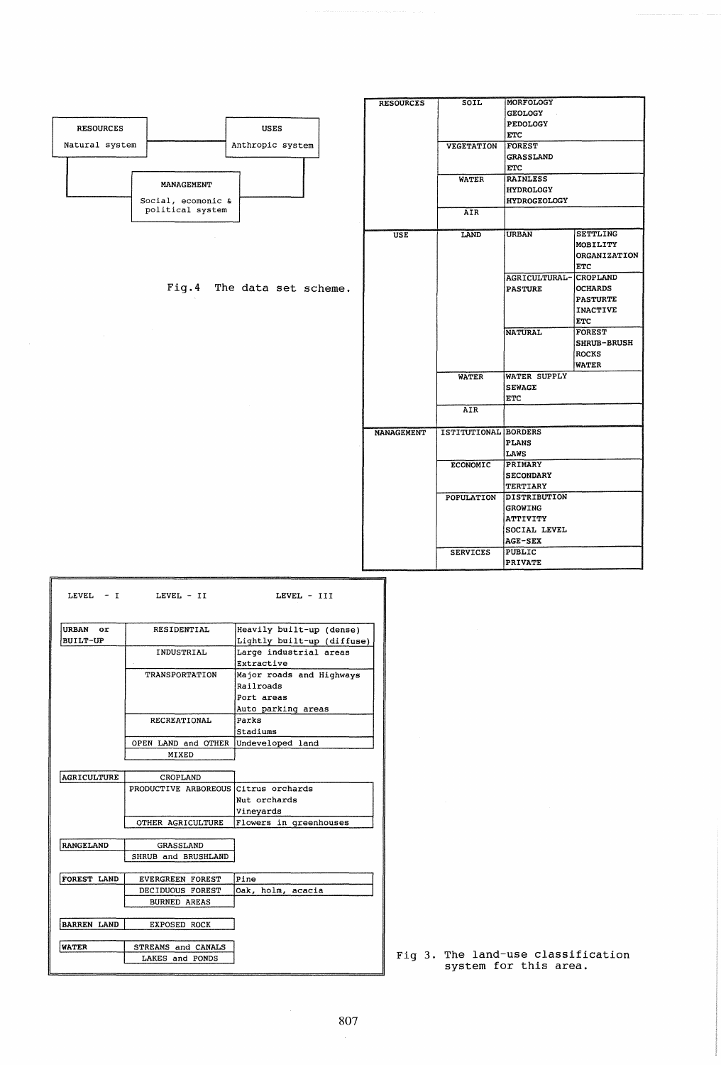| RESOURCES | | USES |
|---|---|---|
| Natural system | | Anthropic system |
| | MANAGEMENT | |
| | Social, ecomonic & political system | |

Fig.4 The data set scheme.

| | | | |
|---|---|---|---|
| RESOURCES | SOIL | MORFOLOGY<br>GEOLOGY<br>PEDOLOGY<br>ETC | |
| | VEGETATION | FOREST<br>GRASSLAND<br>ETC | |
| | WATER | RAINLESS<br>HYDROLOGY<br>HYDROGEOLOGY | |
| | AIR | | |
| USE | LAND | URBAN | SETTLING<br>MOBILITY<br>ORGANIZATION<br>ETC |
| | | AGRICULTURAL-PASTURE | CROPLAND<br>OCHARDS<br>PASTURTE<br>INACTIVE<br>ETC |
| | | NATURAL | FOREST<br>SHRUB-BRUSH<br>ROCKS<br>WATER |
| | WATER | WATER SUPPLY<br>SEWAGE<br>ETC | |
| | AIR | | |
| MANAGEMENT | ISTITUTIONAL | BORDERS<br>PLANS<br>LAWS | |
| | ECONOMIC | PRIMARY<br>SECONDARY<br>TERTIARY | |
| | POPULATION | DISTRIBUTION<br>GROWING<br>ATTIVITY<br>SOCIAL LEVEL<br>AGE-SEX | |
| | SERVICES | PUBLIC<br>PRIVATE | |

| LEVEL - I | LEVEL - II | LEVEL - III |
|---|---|---|
| URBAN or BUILT-UP | RESIDENTIAL | Heavily built-up (dense)<br>Lightly built-up (diffuse) |
| | INDUSTRIAL | Large industrial areas<br>Extractive |
| | TRANSPORTATION | Major roads and Highways<br>Railroads<br>Port areas<br>Auto parking areas |
| | RECREATIONAL | Parks<br>Stadiums |
| | OPEN LAND and OTHER | Undeveloped land |
| | MIXED | |
| AGRICULTURE | CROPLAND | |
| | PRODUCTIVE ARBOREOUS | Citrus orchards<br>Nut orchards<br>Vineyards |
| | OTHER AGRICULTURE | Flowers in greenhouses |
| RANGELAND | GRASSLAND | |
| | SHRUB and BRUSHLAND | |
| FOREST LAND | EVERGREEN FOREST | Pine |
| | DECIDUOUS FOREST | Oak, holm, acacia |
| | BURNED AREAS | |
| BARREN LAND | EXPOSED ROCK | |
| WATER | STREAMS and CANALS | |
| | LAKES and PONDS | |

Fig 3. The land-use classification system for this area.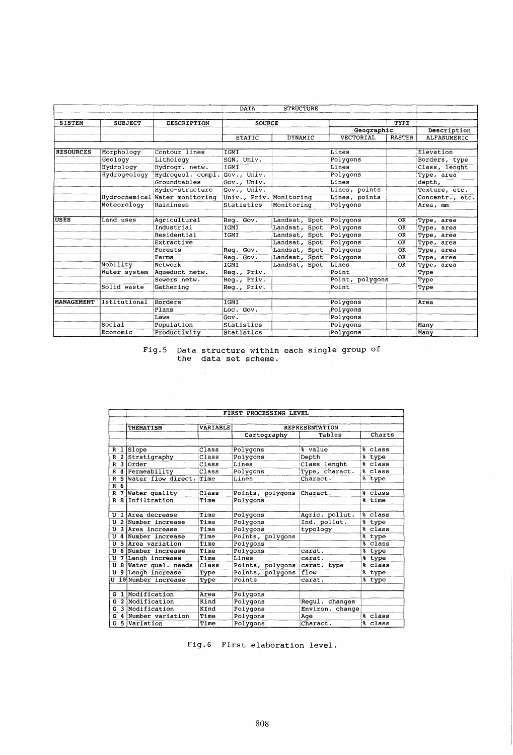| | | | DATA | STRUCTURE | | | |
|---|---|---|---|---|---|---|---|
| SISTEM | SUBJECT | DESCRIPTION | SOURCE | | TYPE | | |
| | | | | | Geographic | | Description |
| | | | STATIC | DYNAMIC | VECTORIAL | RASTER | ALFANUMERIC |
| RESOURCES | Morphology | Contour lines | IGMI | | Lines | | Elevation |
| | Geology | Lithology | SGN, Univ. | | Polygons | | Borders, type |
| | Hydrology | Hydrogr. netw. | IGMI | | Lines | | Class, lenght |
| | Hydrogeology | Hydrogeol. compl. | Gov., Univ. | | Polygons | | Type, area |
| | | Groundtables | Gov., Univ. | | Lines | | depth, |
| | | Hydro-structure | Gov., Univ. | | Lines, points | | Texture, etc. |
| | Hydrochemical | Water monitoring | Univ., Priv. | Monitoring | Lines, points | | Concentr., etc. |
| | Meteorology | Raininess | Statistics | Monitoring | Polygons | | Area, mm |
| USES | Land uses | Agricultural | Reg. Gov. | Landsat, Spot | Polygons | OK | Type, area |
| | | Industrial | IGMI | Landsat, Spot | Polygons | OK | Type, area |
| | | Residential | IGMI | Landsat, Spot | Polygons | OK | Type, area |
| | | Extractive | | Landsat, Spot | Polygons | OK | Type, area |
| | | Forests | Reg. Gov. | Landsat, Spot | Polygons | OK | Type, area |
| | | Farms | Reg. Gov. | Landsat, Spot | Polygons | OK | Type, area |
| | Mobility | Network | IGMI | Landsat, Spot | Lines | OK | Type, area |
| | Water system | Aqueduct netw. | Reg., Priv. | | Point | | Type |
| | | Sewers netw. | Reg., Priv. | | Point, polygons | | Type |
| | Solid waste | Gathering | Reg., Priv. | | Point | | Type |
| MANAGEMENT | Istitutional | Borders | IGMI | | Polygons | | Area |
| | | Plans | Loc. Gov. | | Polygons | | |
| | | Laws | Gov. | | Polygons | | |
| | Social | Population | Statistics | | Polygons | | Many |
| | Economic | Productivity | Statistics | | Polygons | | Many |

Fig.5 Data structure within each single group of the data set scheme.

| | FIRST PROCESSING LEVEL | | | | |
|---|---|---|---|---|---|
| | THEMATISM | VARIABLE | REPRESENTATION | | |
| | | | Cartography | Tables | Charts |
| R 1 | Slope | Class | Polygons | % value | % class |
| R 2 | Stratigraphy | Class | Polygons | Depth | % type |
| R 3 | Order | Class | Lines | Class lenght | % class |
| R 4 | Permeability | Class | Polygons | Type, charact. | % class |
| R 5 | Water flow direct. | Time | Lines | Charact. | % type |
| R 6 | | | | | |
| R 7 | Water quality | Class | Points, polygons | Charact. | % class |
| R 8 | Infiltration | Time | Polygons | | % time |
| U 1 | Area decrease | Time | Polygons | Agric. pollut. | % class |
| U 2 | Number increase | Time | Polygons | Ind. pollut. | % type |
| U 3 | Area increase | Time | Polygons | typology | % class |
| U 4 | Number increase | Time | Points, polygons | | % type |
| U 5 | Area variation | Time | Polygons | | % class |
| U 6 | Number increase | Time | Polygons | carat. | % type |
| U 7 | Lengh increase | Time | Lines | carat. | % type |
| U 8 | Water qual. needs | Class | Points, polygons | carat. type | % class |
| U 9 | Lengh increase | Type | Points, polygons | flow | % type |
| U 10 | Number increase | Type | Points | carat. | % type |
| G 1 | Modification | Area | Polygons | | |
| G 2 | Modification | Kind | Polygons | Regul. changes | |
| G 3 | Modification | KInd | Polygons | Environ. change | |
| G 4 | Number variation | Time | Polygons | Age | % class |
| G 5 | Variation | Time | Polygons | Charact. | % class |

Fig.6 First elaboration level.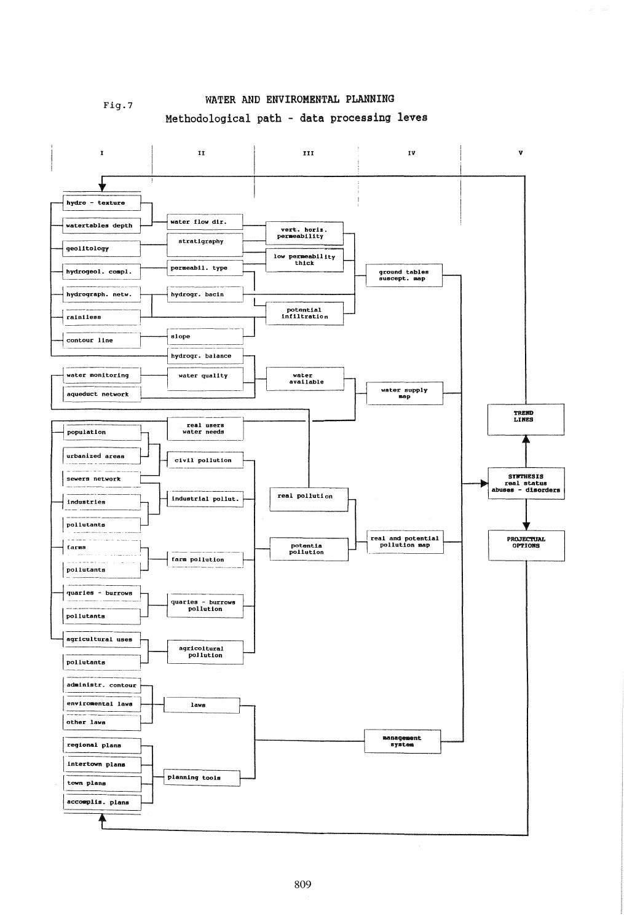Fig.7

# WATER AND ENVIROMENTAL PLANNING

## Methodological path - data processing leves

I

II

III

IV

V

hydro - texture

watertables depth

geolitology

hydrogeol. compl.

hydrograph. netw.

rainiless

contour line

water flow dir.

stratigraphy

permeabil. type

hydrogr. bacin

slope

hydrogr. balance

vert. horiz. permeability

low permeability thick

potential infiltration

ground tables suscept. map

water monitoring

aqueduct network

water quality

water available

water supply map

population

urbanized areas

sewers network

industries

pollutants

farms

pollutants

quaries - burrows

pollutants

agricultural uses

pollutants

real users water needs

civil pollution

industrial pollut.

farm pollution

quaries - burrows pollution

agricoltural pollution

real pollution

potentia pollution

real and potential pollution map

TREND LINES

SYNTHESIS real status abuses - disorders

PROJECTUAL OPTIONS

administr. contour

enviromental laws

other laws

laws

regional plans

intertown plans

town plans

accomplis. plans

planning tools

management system